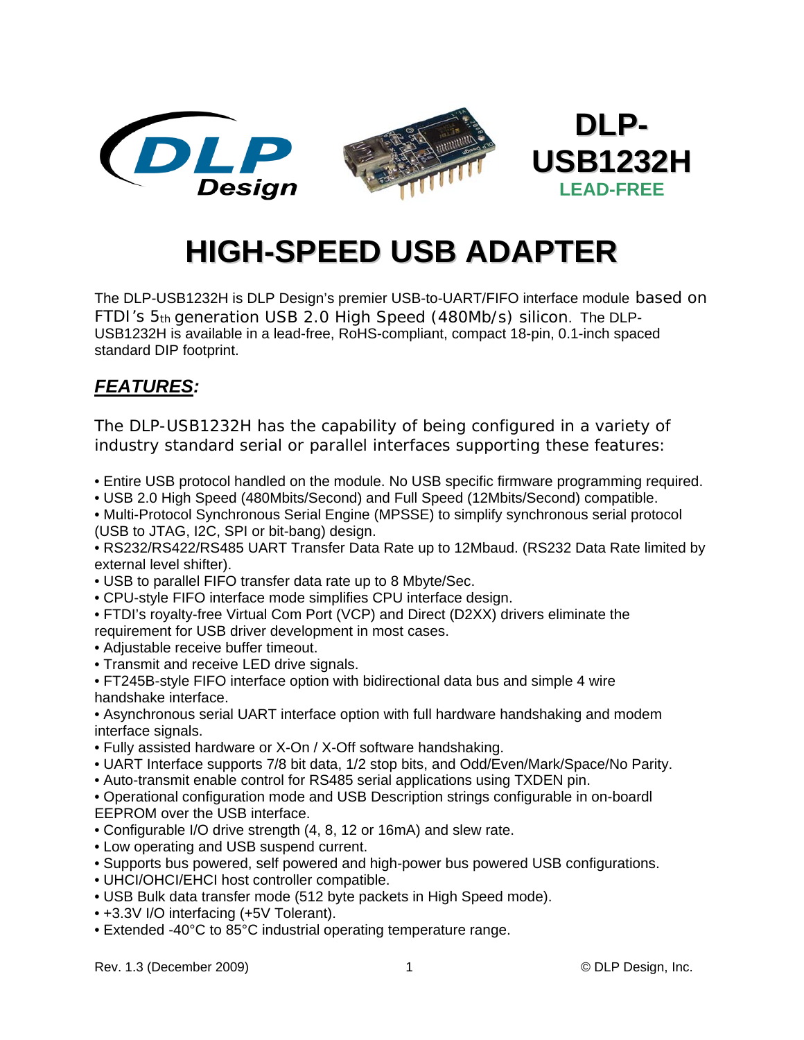# DLP-USB1232H

**LEAD-FREE**

# HIGH-SPEED USB ADAPTER

The DLP-USB1232H is DLP Design's premier USB-to-UART/FIFO interface module based on FTDI's 5th generation USB 2.0 High Speed (480Mb/s) silicon. The DLP-USB1232H is available in a lead-free, RoHS-compliant, compact 18-pin, 0.1-inch spaced standard DIP footprint.

## *FEATURES:*

The DLP-USB1232H has the capability of being configured in a variety of industry standard serial or parallel interfaces supporting these features:

- Entire USB protocol handled on the module. No USB specific firmware programming required.
- USB 2.0 High Speed (480Mbits/Second) and Full Speed (12Mbits/Second) compatible.
- Multi-Protocol Synchronous Serial Engine (MPSSE) to simplify synchronous serial protocol (USB to JTAG, I2C, SPI or bit-bang) design.
- RS232/RS422/RS485 UART Transfer Data Rate up to 12Mbaud. (RS232 Data Rate limited by external level shifter).
- USB to parallel FIFO transfer data rate up to 8 Mbyte/Sec.
- CPU-style FIFO interface mode simplifies CPU interface design.
- FTDI's royalty-free Virtual Com Port (VCP) and Direct (D2XX) drivers eliminate the requirement for USB driver development in most cases.
- Adjustable receive buffer timeout.
- Transmit and receive LED drive signals.
- FT245B-style FIFO interface option with bidirectional data bus and simple 4 wire handshake interface.
- Asynchronous serial UART interface option with full hardware handshaking and modem interface signals.
- Fully assisted hardware or X-On / X-Off software handshaking.
- UART Interface supports 7/8 bit data, 1/2 stop bits, and Odd/Even/Mark/Space/No Parity.
- Auto-transmit enable control for RS485 serial applications using TXDEN pin.
- Operational configuration mode and USB Description strings configurable in on-boardl EEPROM over the USB interface.
- Configurable I/O drive strength (4, 8, 12 or 16mA) and slew rate.
- Low operating and USB suspend current.
- Supports bus powered, self powered and high-power bus powered USB configurations.
- UHCI/OHCI/EHCI host controller compatible.
- USB Bulk data transfer mode (512 byte packets in High Speed mode).
- +3.3V I/O interfacing (+5V Tolerant).
- Extended -40°C to 85°C industrial operating temperature range.

Rev. 1.3 (December 2009) © DLP Design, Inc.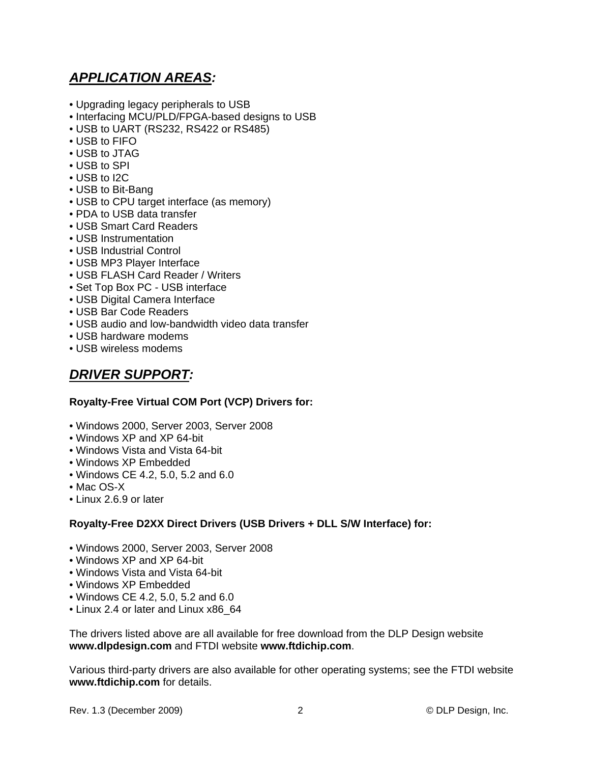## ***APPLICATION AREAS:***

- Upgrading legacy peripherals to USB
- Interfacing MCU/PLD/FPGA-based designs to USB
- USB to UART (RS232, RS422 or RS485)
- USB to FIFO
- USB to JTAG
- USB to SPI
- USB to I2C
- USB to Bit-Bang
- USB to CPU target interface (as memory)
- PDA to USB data transfer
- USB Smart Card Readers
- USB Instrumentation
- USB Industrial Control
- USB MP3 Player Interface
- USB FLASH Card Reader / Writers
- Set Top Box PC - USB interface
- USB Digital Camera Interface
- USB Bar Code Readers
- USB audio and low-bandwidth video data transfer
- USB hardware modems
- USB wireless modems

## ***DRIVER SUPPORT:***

**Royalty-Free Virtual COM Port (VCP) Drivers for:**

- Windows 2000, Server 2003, Server 2008
- Windows XP and XP 64-bit
- Windows Vista and Vista 64-bit
- Windows XP Embedded
- Windows CE 4.2, 5.0, 5.2 and 6.0
- Mac OS-X
- Linux 2.6.9 or later

**Royalty-Free D2XX Direct Drivers (USB Drivers + DLL S/W Interface) for:**

- Windows 2000, Server 2003, Server 2008
- Windows XP and XP 64-bit
- Windows Vista and Vista 64-bit
- Windows XP Embedded
- Windows CE 4.2, 5.0, 5.2 and 6.0
- Linux 2.4 or later and Linux x86_64

The drivers listed above are all available for free download from the DLP Design website **www.dlpdesign.com** and FTDI website **www.ftdichip.com**.

Various third-party drivers are also available for other operating systems; see the FTDI website **www.ftdichip.com** for details.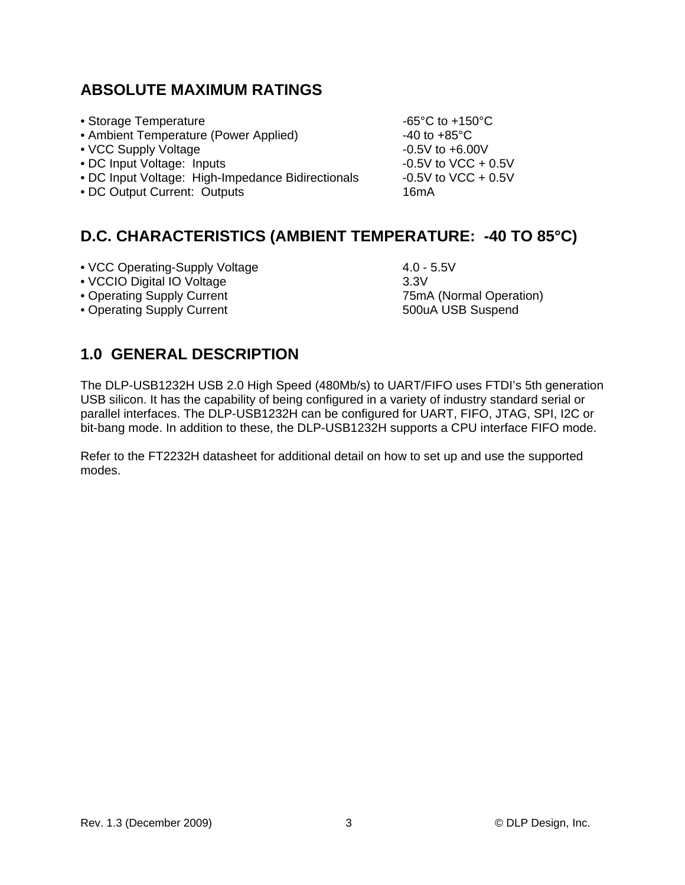## ABSOLUTE MAXIMUM RATINGS

- Storage Temperature — -65°C to +150°C
- Ambient Temperature (Power Applied) — -40 to +85°C
- VCC Supply Voltage — -0.5V to +6.00V
- DC Input Voltage: Inputs — -0.5V to VCC + 0.5V
- DC Input Voltage: High-Impedance Bidirectionals — -0.5V to VCC + 0.5V
- DC Output Current: Outputs — 16mA

## D.C. CHARACTERISTICS (AMBIENT TEMPERATURE: -40 TO 85°C)

- VCC Operating-Supply Voltage — 4.0 - 5.5V
- VCCIO Digital IO Voltage — 3.3V
- Operating Supply Current — 75mA (Normal Operation)
- Operating Supply Current — 500uA USB Suspend

## 1.0 GENERAL DESCRIPTION

The DLP-USB1232H USB 2.0 High Speed (480Mb/s) to UART/FIFO uses FTDI's 5th generation USB silicon. It has the capability of being configured in a variety of industry standard serial or parallel interfaces. The DLP-USB1232H can be configured for UART, FIFO, JTAG, SPI, I2C or bit-bang mode. In addition to these, the DLP-USB1232H supports a CPU interface FIFO mode.

Refer to the FT2232H datasheet for additional detail on how to set up and use the supported modes.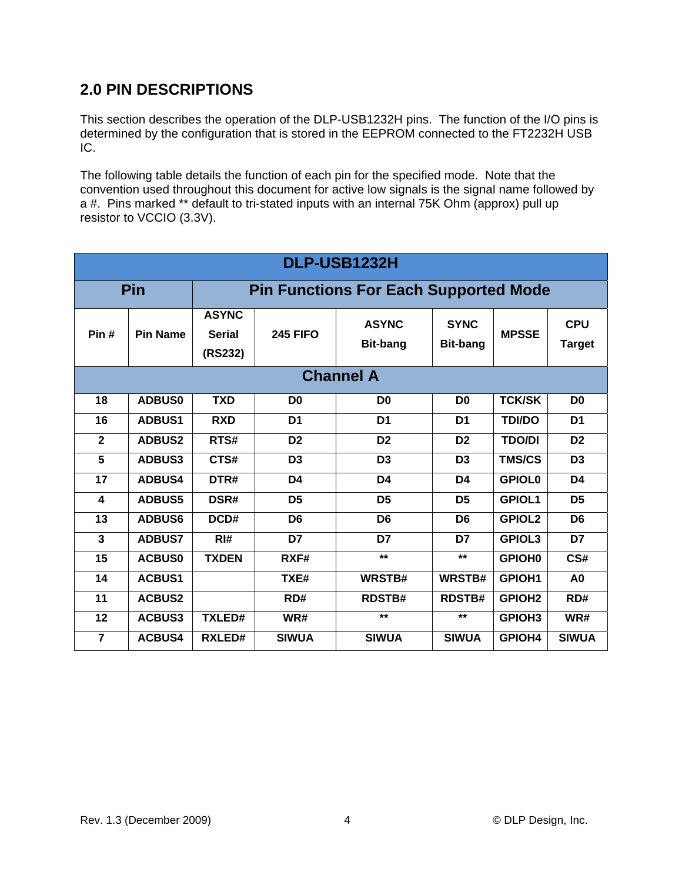## 2.0 PIN DESCRIPTIONS

This section describes the operation of the DLP-USB1232H pins. The function of the I/O pins is determined by the configuration that is stored in the EEPROM connected to the FT2232H USB IC.

The following table details the function of each pin for the specified mode. Note that the convention used throughout this document for active low signals is the signal name followed by a #. Pins marked ** default to tri-stated inputs with an internal 75K Ohm (approx) pull up resistor to VCCIO (3.3V).

| DLP-USB1232H | | | | | | | |
|---|---|---|---|---|---|---|---|
| **Pin** | | **Pin Functions For Each Supported Mode** | | | | | |
| **Pin #** | **Pin Name** | **ASYNC Serial (RS232)** | **245 FIFO** | **ASYNC Bit-bang** | **SYNC Bit-bang** | **MPSSE** | **CPU Target** |
| **Channel A** | | | | | | | |
| 18 | ADBUS0 | TXD | D0 | D0 | D0 | TCK/SK | D0 |
| 16 | ADBUS1 | RXD | D1 | D1 | D1 | TDI/DO | D1 |
| 2 | ADBUS2 | RTS# | D2 | D2 | D2 | TDO/DI | D2 |
| 5 | ADBUS3 | CTS# | D3 | D3 | D3 | TMS/CS | D3 |
| 17 | ADBUS4 | DTR# | D4 | D4 | D4 | GPIOL0 | D4 |
| 4 | ADBUS5 | DSR# | D5 | D5 | D5 | GPIOL1 | D5 |
| 13 | ADBUS6 | DCD# | D6 | D6 | D6 | GPIOL2 | D6 |
| 3 | ADBUS7 | RI# | D7 | D7 | D7 | GPIOL3 | D7 |
| 15 | ACBUS0 | TXDEN | RXF# | ** | ** | GPIOH0 | CS# |
| 14 | ACBUS1 | | TXE# | WRSTB# | WRSTB# | GPIOH1 | A0 |
| 11 | ACBUS2 | | RD# | RDSTB# | RDSTB# | GPIOH2 | RD# |
| 12 | ACBUS3 | TXLED# | WR# | ** | ** | GPIOH3 | WR# |
| 7 | ACBUS4 | RXLED# | SIWUA | SIWUA | SIWUA | GPIOH4 | SIWUA |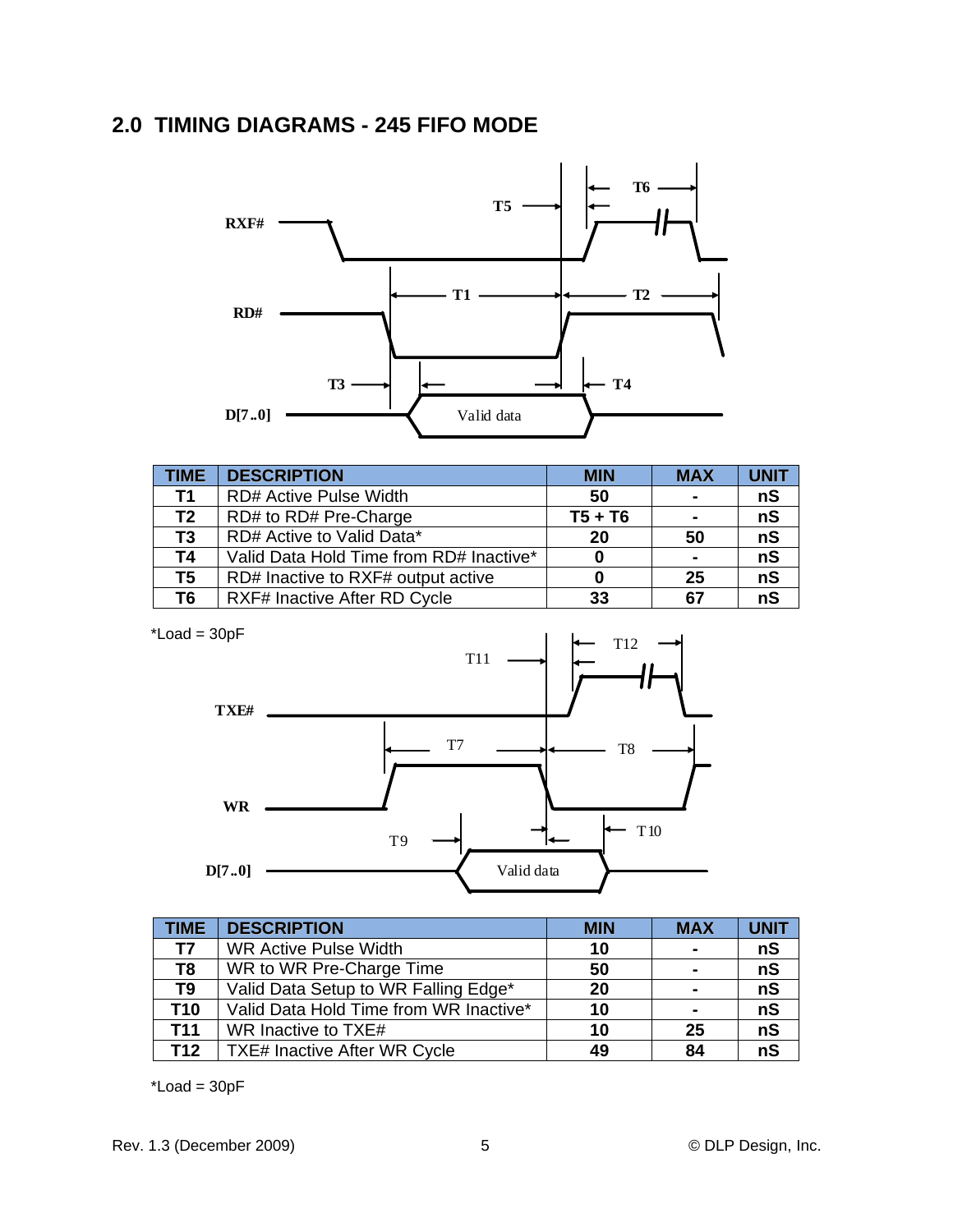## 2.0 TIMING DIAGRAMS - 245 FIFO MODE

| TIME | DESCRIPTION | MIN | MAX | UNIT |
|---|---|---|---|---|
| T1 | RD# Active Pulse Width | 50 | - | nS |
| T2 | RD# to RD# Pre-Charge | T5 + T6 | - | nS |
| T3 | RD# Active to Valid Data* | 20 | 50 | nS |
| T4 | Valid Data Hold Time from RD# Inactive* | 0 | - | nS |
| T5 | RD# Inactive to RXF# output active | 0 | 25 | nS |
| T6 | RXF# Inactive After RD Cycle | 33 | 67 | nS |

*Load = 30pF

| TIME | DESCRIPTION | MIN | MAX | UNIT |
|---|---|---|---|---|
| T7 | WR Active Pulse Width | 10 | - | nS |
| T8 | WR to WR Pre-Charge Time | 50 | - | nS |
| T9 | Valid Data Setup to WR Falling Edge* | 20 | - | nS |
| T10 | Valid Data Hold Time from WR Inactive* | 10 | - | nS |
| T11 | WR Inactive to TXE# | 10 | 25 | nS |
| T12 | TXE# Inactive After WR Cycle | 49 | 84 | nS |

*Load = 30pF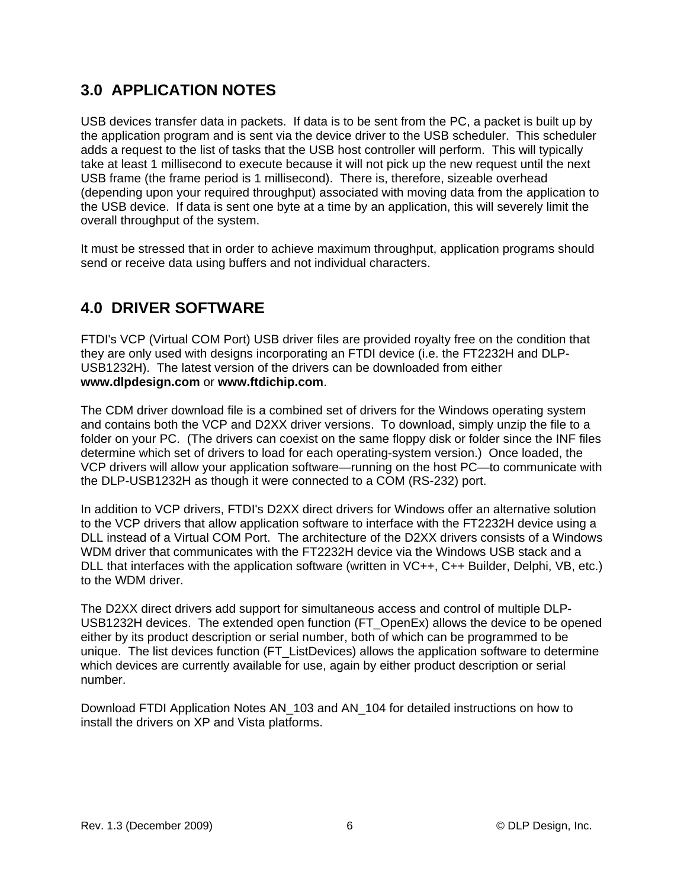## 3.0 APPLICATION NOTES

USB devices transfer data in packets. If data is to be sent from the PC, a packet is built up by the application program and is sent via the device driver to the USB scheduler. This scheduler adds a request to the list of tasks that the USB host controller will perform. This will typically take at least 1 millisecond to execute because it will not pick up the new request until the next USB frame (the frame period is 1 millisecond). There is, therefore, sizeable overhead (depending upon your required throughput) associated with moving data from the application to the USB device. If data is sent one byte at a time by an application, this will severely limit the overall throughput of the system.

It must be stressed that in order to achieve maximum throughput, application programs should send or receive data using buffers and not individual characters.

## 4.0 DRIVER SOFTWARE

FTDI's VCP (Virtual COM Port) USB driver files are provided royalty free on the condition that they are only used with designs incorporating an FTDI device (i.e. the FT2232H and DLP-USB1232H). The latest version of the drivers can be downloaded from either **www.dlpdesign.com** or **www.ftdichip.com**.

The CDM driver download file is a combined set of drivers for the Windows operating system and contains both the VCP and D2XX driver versions. To download, simply unzip the file to a folder on your PC. (The drivers can coexist on the same floppy disk or folder since the INF files determine which set of drivers to load for each operating-system version.) Once loaded, the VCP drivers will allow your application software—running on the host PC—to communicate with the DLP-USB1232H as though it were connected to a COM (RS-232) port.

In addition to VCP drivers, FTDI's D2XX direct drivers for Windows offer an alternative solution to the VCP drivers that allow application software to interface with the FT2232H device using a DLL instead of a Virtual COM Port. The architecture of the D2XX drivers consists of a Windows WDM driver that communicates with the FT2232H device via the Windows USB stack and a DLL that interfaces with the application software (written in VC++, C++ Builder, Delphi, VB, etc.) to the WDM driver.

The D2XX direct drivers add support for simultaneous access and control of multiple DLP-USB1232H devices. The extended open function (FT_OpenEx) allows the device to be opened either by its product description or serial number, both of which can be programmed to be unique. The list devices function (FT_ListDevices) allows the application software to determine which devices are currently available for use, again by either product description or serial number.

Download FTDI Application Notes AN_103 and AN_104 for detailed instructions on how to install the drivers on XP and Vista platforms.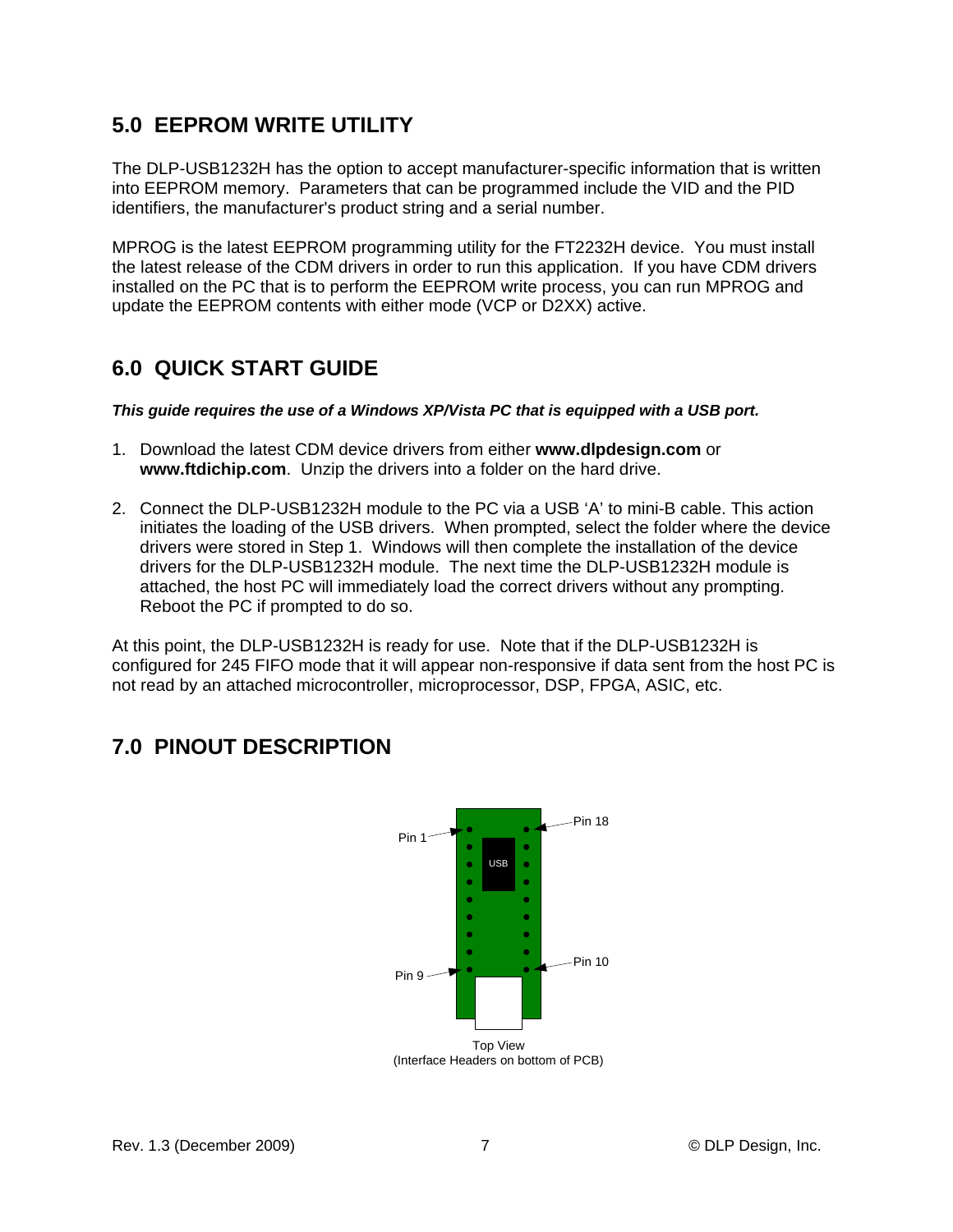## 5.0 EEPROM WRITE UTILITY

The DLP-USB1232H has the option to accept manufacturer-specific information that is written into EEPROM memory. Parameters that can be programmed include the VID and the PID identifiers, the manufacturer's product string and a serial number.

MPROG is the latest EEPROM programming utility for the FT2232H device. You must install the latest release of the CDM drivers in order to run this application. If you have CDM drivers installed on the PC that is to perform the EEPROM write process, you can run MPROG and update the EEPROM contents with either mode (VCP or D2XX) active.

## 6.0 QUICK START GUIDE

***This guide requires the use of a Windows XP/Vista PC that is equipped with a USB port.***

1. Download the latest CDM device drivers from either **www.dlpdesign.com** or **www.ftdichip.com**. Unzip the drivers into a folder on the hard drive.

2. Connect the DLP-USB1232H module to the PC via a USB 'A' to mini-B cable. This action initiates the loading of the USB drivers. When prompted, select the folder where the device drivers were stored in Step 1. Windows will then complete the installation of the device drivers for the DLP-USB1232H module. The next time the DLP-USB1232H module is attached, the host PC will immediately load the correct drivers without any prompting. Reboot the PC if prompted to do so.

At this point, the DLP-USB1232H is ready for use. Note that if the DLP-USB1232H is configured for 245 FIFO mode that it will appear non-responsive if data sent from the host PC is not read by an attached microcontroller, microprocessor, DSP, FPGA, ASIC, etc.

## 7.0 PINOUT DESCRIPTION

Pin 1 Pin 18 USB Pin 9 Pin 10

Top View
(Interface Headers on bottom of PCB)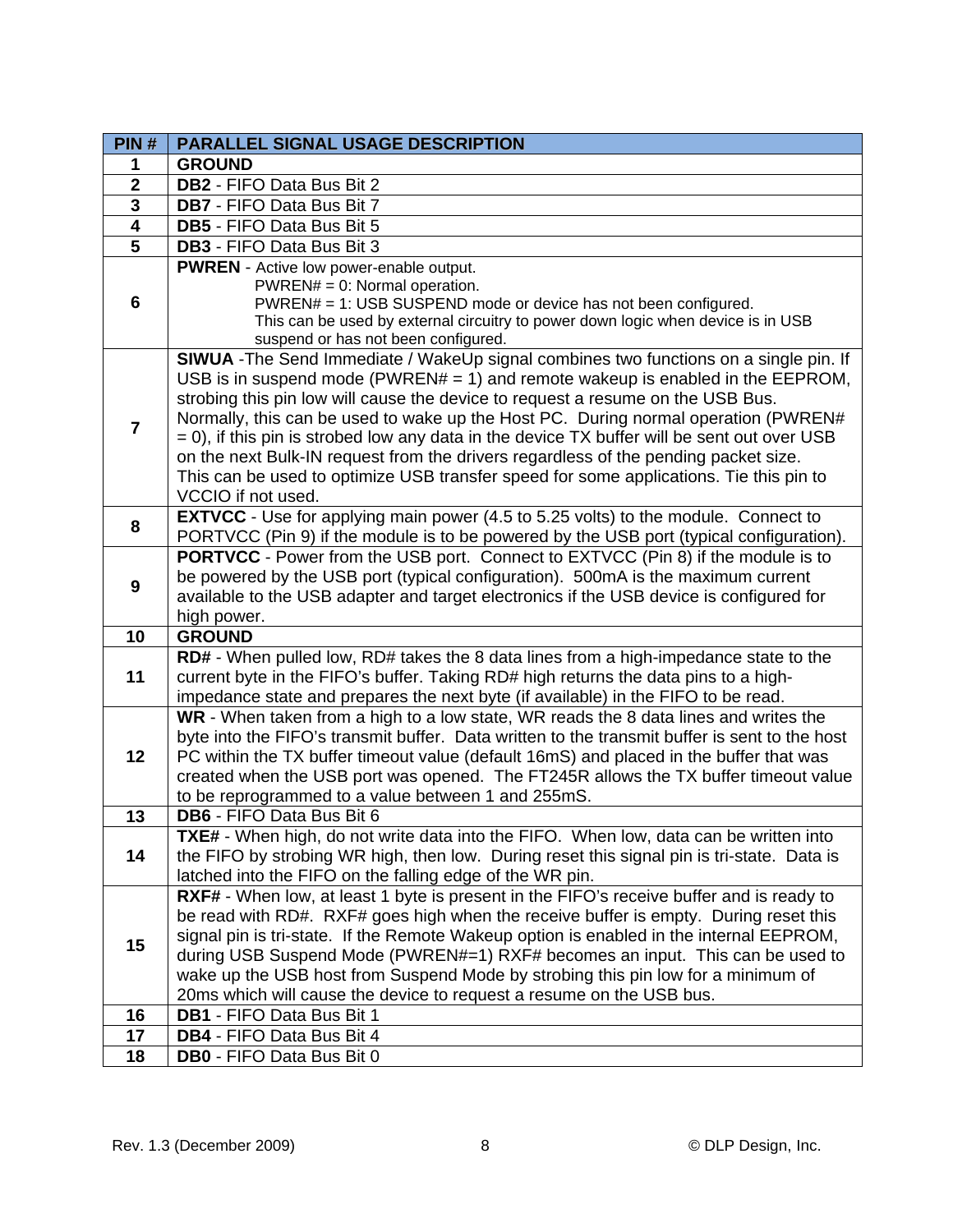| PIN # | PARALLEL SIGNAL USAGE DESCRIPTION |
|---|---|
| 1 | **GROUND** |
| 2 | **DB2** - FIFO Data Bus Bit 2 |
| 3 | **DB7** - FIFO Data Bus Bit 7 |
| 4 | **DB5** - FIFO Data Bus Bit 5 |
| 5 | **DB3** - FIFO Data Bus Bit 3 |
| 6 | **PWREN** - Active low power-enable output. PWREN# = 0: Normal operation. PWREN# = 1: USB SUSPEND mode or device has not been configured. This can be used by external circuitry to power down logic when device is in USB suspend or has not been configured. |
| 7 | **SIWUA** -The Send Immediate / WakeUp signal combines two functions on a single pin. If USB is in suspend mode (PWREN# = 1) and remote wakeup is enabled in the EEPROM, strobing this pin low will cause the device to request a resume on the USB Bus. Normally, this can be used to wake up the Host PC. During normal operation (PWREN# = 0), if this pin is strobed low any data in the device TX buffer will be sent out over USB on the next Bulk-IN request from the drivers regardless of the pending packet size. This can be used to optimize USB transfer speed for some applications. Tie this pin to VCCIO if not used. |
| 8 | **EXTVCC** - Use for applying main power (4.5 to 5.25 volts) to the module. Connect to PORTVCC (Pin 9) if the module is to be powered by the USB port (typical configuration). |
| 9 | **PORTVCC** - Power from the USB port. Connect to EXTVCC (Pin 8) if the module is to be powered by the USB port (typical configuration). 500mA is the maximum current available to the USB adapter and target electronics if the USB device is configured for high power. |
| 10 | **GROUND** |
| 11 | **RD#** - When pulled low, RD# takes the 8 data lines from a high-impedance state to the current byte in the FIFO's buffer. Taking RD# high returns the data pins to a high-impedance state and prepares the next byte (if available) in the FIFO to be read. |
| 12 | **WR** - When taken from a high to a low state, WR reads the 8 data lines and writes the byte into the FIFO's transmit buffer. Data written to the transmit buffer is sent to the host PC within the TX buffer timeout value (default 16mS) and placed in the buffer that was created when the USB port was opened. The FT245R allows the TX buffer timeout value to be reprogrammed to a value between 1 and 255mS. |
| 13 | **DB6** - FIFO Data Bus Bit 6 |
| 14 | **TXE#** - When high, do not write data into the FIFO. When low, data can be written into the FIFO by strobing WR high, then low. During reset this signal pin is tri-state. Data is latched into the FIFO on the falling edge of the WR pin. |
| 15 | **RXF#** - When low, at least 1 byte is present in the FIFO's receive buffer and is ready to be read with RD#. RXF# goes high when the receive buffer is empty. During reset this signal pin is tri-state. If the Remote Wakeup option is enabled in the internal EEPROM, during USB Suspend Mode (PWREN#=1) RXF# becomes an input. This can be used to wake up the USB host from Suspend Mode by strobing this pin low for a minimum of 20ms which will cause the device to request a resume on the USB bus. |
| 16 | **DB1** - FIFO Data Bus Bit 1 |
| 17 | **DB4** - FIFO Data Bus Bit 4 |
| 18 | **DB0** - FIFO Data Bus Bit 0 |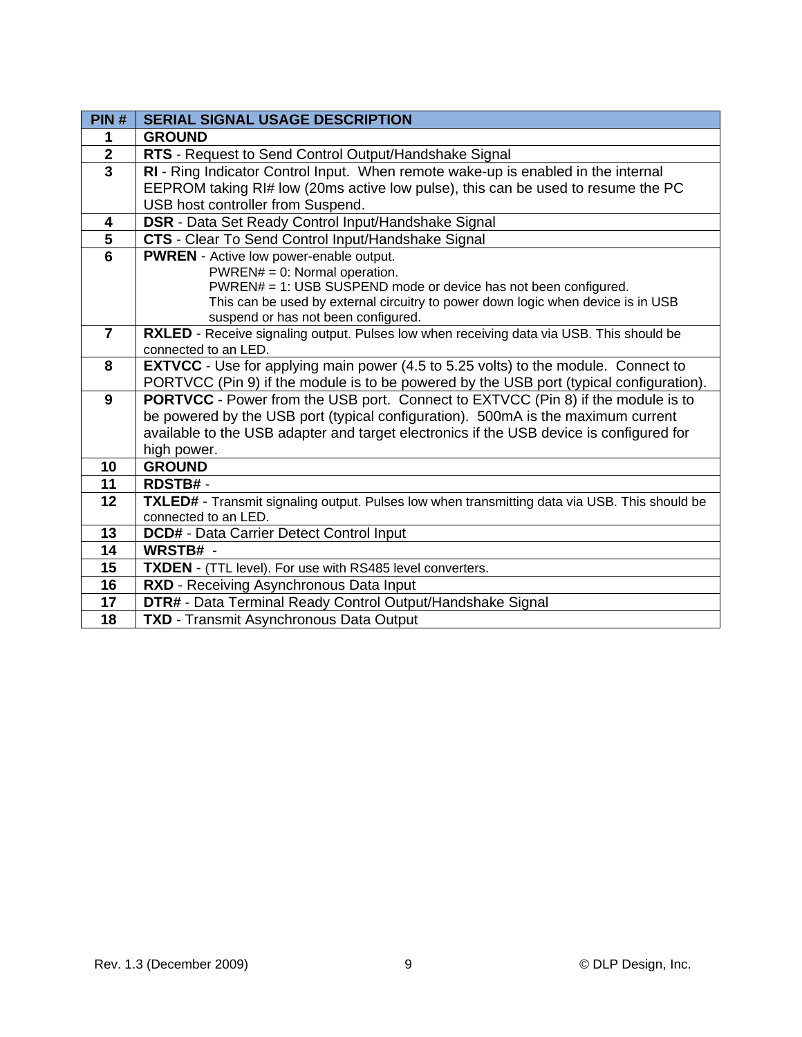| PIN # | SERIAL SIGNAL USAGE DESCRIPTION |
|---|---|
| **1** | **GROUND** |
| **2** | **RTS** - Request to Send Control Output/Handshake Signal |
| **3** | **RI** - Ring Indicator Control Input. When remote wake-up is enabled in the internal EEPROM taking RI# low (20ms active low pulse), this can be used to resume the PC USB host controller from Suspend. |
| **4** | **DSR** - Data Set Ready Control Input/Handshake Signal |
| **5** | **CTS** - Clear To Send Control Input/Handshake Signal |
| **6** | **PWREN** - Active low power-enable output.<br>PWREN# = 0: Normal operation.<br>PWREN# = 1: USB SUSPEND mode or device has not been configured.<br>This can be used by external circuitry to power down logic when device is in USB suspend or has not been configured. |
| **7** | **RXLED** - Receive signaling output. Pulses low when receiving data via USB. This should be connected to an LED. |
| **8** | **EXTVCC** - Use for applying main power (4.5 to 5.25 volts) to the module. Connect to PORTVCC (Pin 9) if the module is to be powered by the USB port (typical configuration). |
| **9** | **PORTVCC** - Power from the USB port. Connect to EXTVCC (Pin 8) if the module is to be powered by the USB port (typical configuration). 500mA is the maximum current available to the USB adapter and target electronics if the USB device is configured for high power. |
| **10** | **GROUND** |
| **11** | **RDSTB#** - |
| **12** | **TXLED#** - Transmit signaling output. Pulses low when transmitting data via USB. This should be connected to an LED. |
| **13** | **DCD#** - Data Carrier Detect Control Input |
| **14** | **WRSTB#** - |
| **15** | **TXDEN** - (TTL level). For use with RS485 level converters. |
| **16** | **RXD** - Receiving Asynchronous Data Input |
| **17** | **DTR#** - Data Terminal Ready Control Output/Handshake Signal |
| **18** | **TXD** - Transmit Asynchronous Data Output |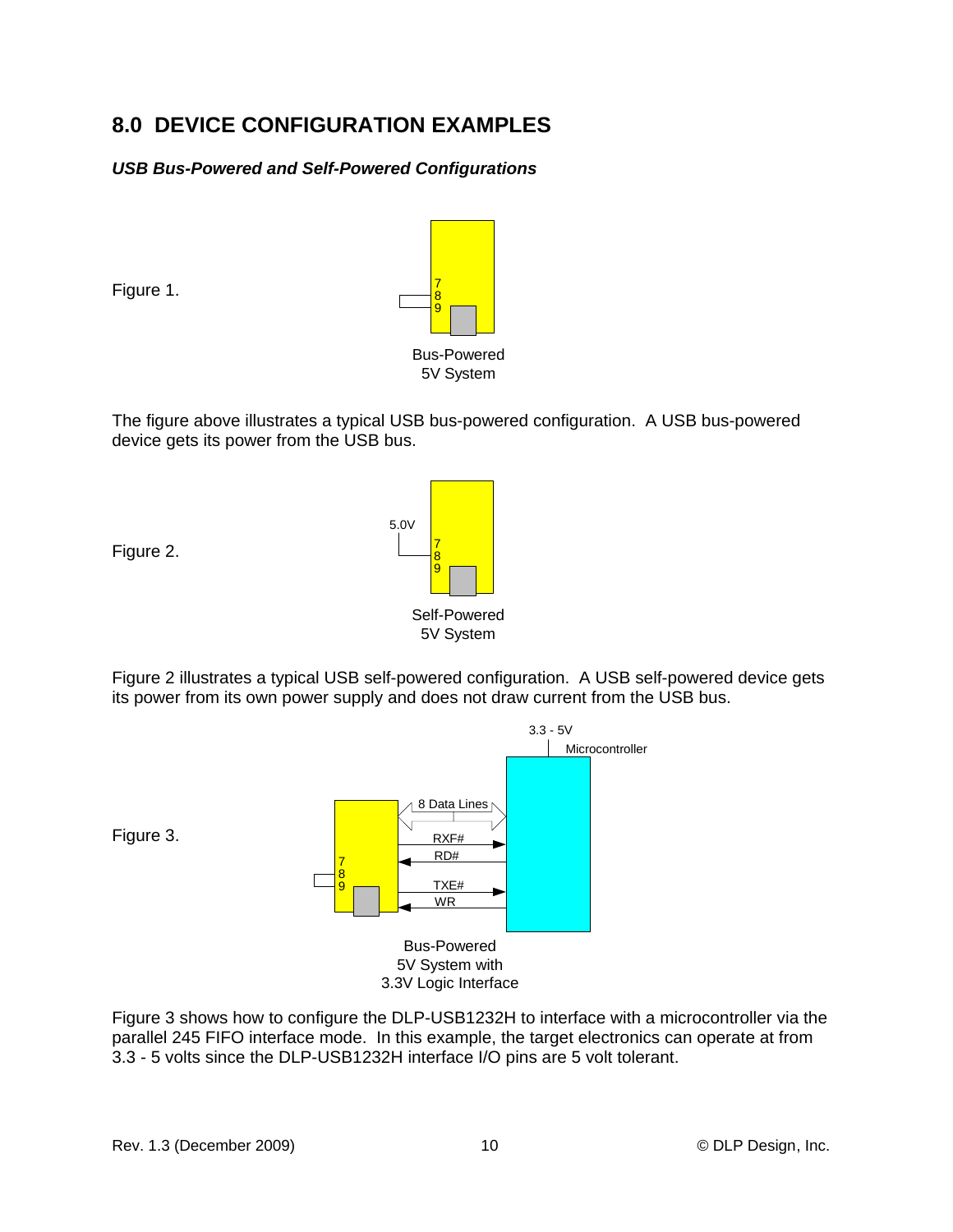# 8.0 DEVICE CONFIGURATION EXAMPLES

***USB Bus-Powered and Self-Powered Configurations***

Figure 1.

Bus-Powered
5V System

The figure above illustrates a typical USB bus-powered configuration. A USB bus-powered device gets its power from the USB bus.

Figure 2.

Self-Powered
5V System

Figure 2 illustrates a typical USB self-powered configuration. A USB self-powered device gets its power from its own power supply and does not draw current from the USB bus.

Figure 3.

Bus-Powered
5V System with
3.3V Logic Interface

Figure 3 shows how to configure the DLP-USB1232H to interface with a microcontroller via the parallel 245 FIFO interface mode. In this example, the target electronics can operate at from 3.3 - 5 volts since the DLP-USB1232H interface I/O pins are 5 volt tolerant.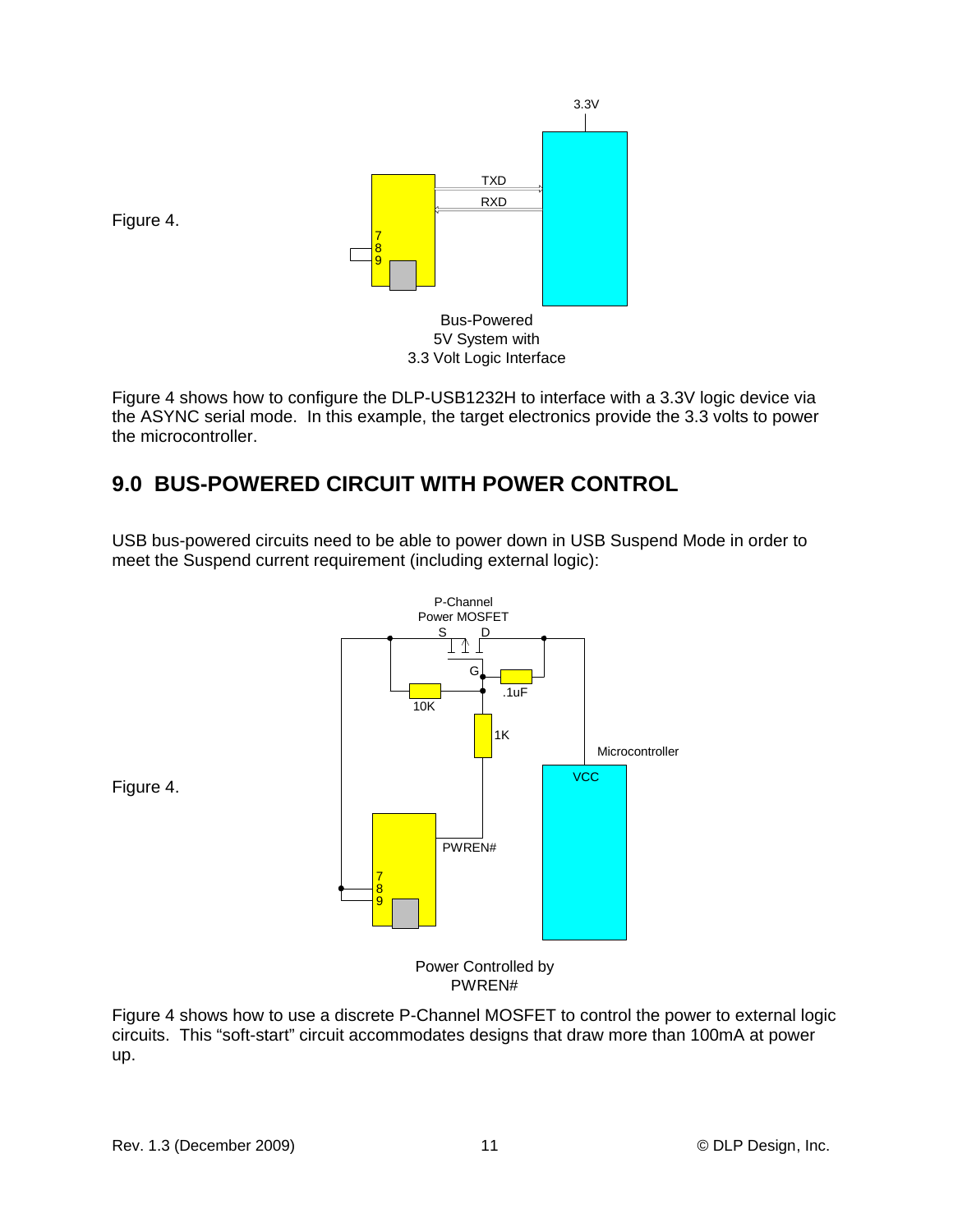Figure 4.

Bus-Powered
5V System with
3.3 Volt Logic Interface

Figure 4 shows how to configure the DLP-USB1232H to interface with a 3.3V logic device via the ASYNC serial mode. In this example, the target electronics provide the 3.3 volts to power the microcontroller.

## 9.0 BUS-POWERED CIRCUIT WITH POWER CONTROL

USB bus-powered circuits need to be able to power down in USB Suspend Mode in order to meet the Suspend current requirement (including external logic):

Figure 4.

Power Controlled by
PWREN#

Figure 4 shows how to use a discrete P-Channel MOSFET to control the power to external logic circuits. This "soft-start" circuit accommodates designs that draw more than 100mA at power up.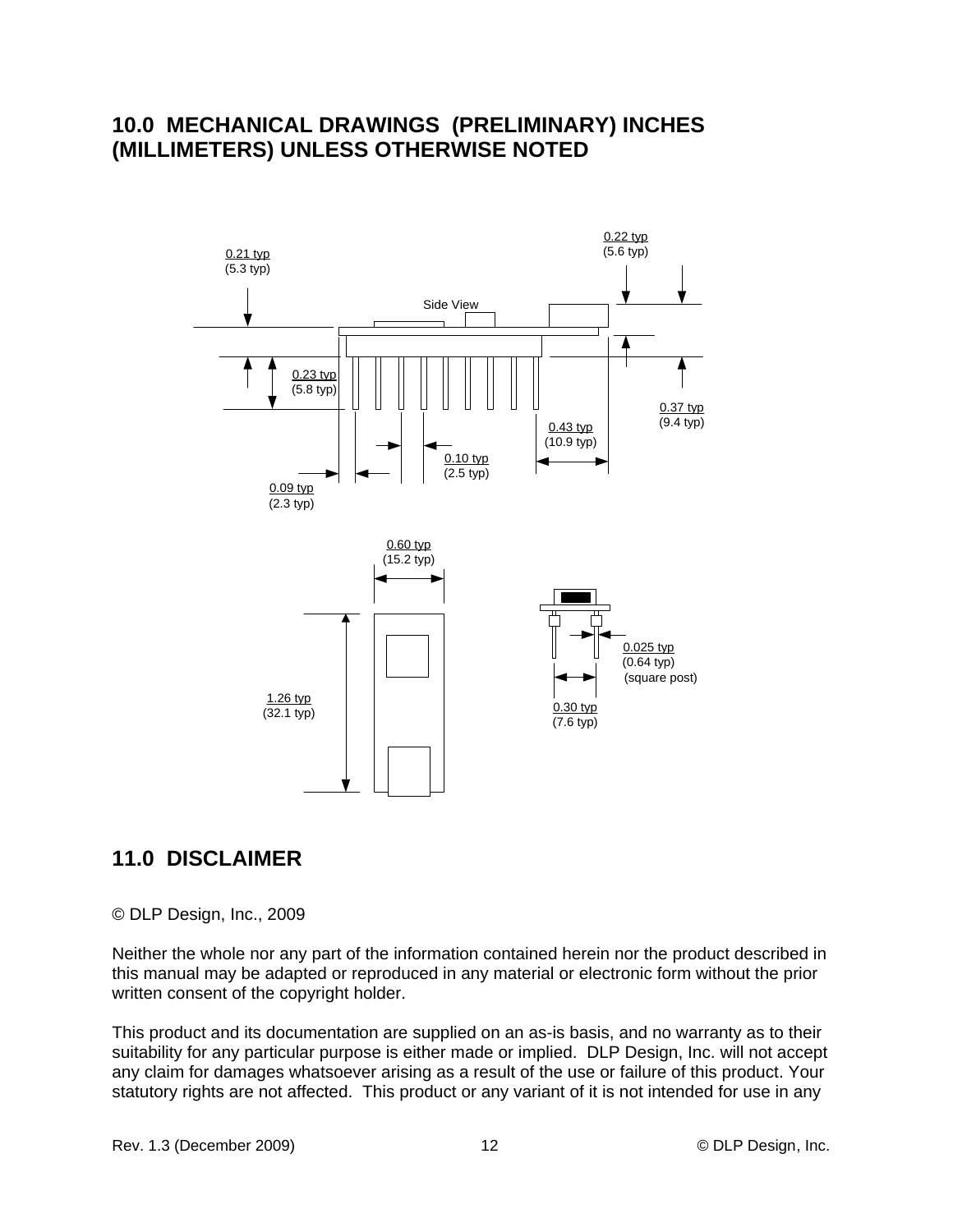## 10.0 MECHANICAL DRAWINGS (PRELIMINARY) INCHES (MILLIMETERS) UNLESS OTHERWISE NOTED

Side View

0.21 typ
(5.3 typ)

0.22 typ
(5.6 typ)

0.23 typ
(5.8 typ)

0.37 typ
(9.4 typ)

0.43 typ
(10.9 typ)

0.10 typ
(2.5 typ)

0.09 typ
(2.3 typ)

0.60 typ
(15.2 typ)

1.26 typ
(32.1 typ)

0.025 typ
(0.64 typ)
(square post)

0.30 typ
(7.6 typ)

## 11.0 DISCLAIMER

© DLP Design, Inc., 2009

Neither the whole nor any part of the information contained herein nor the product described in this manual may be adapted or reproduced in any material or electronic form without the prior written consent of the copyright holder.

This product and its documentation are supplied on an as-is basis, and no warranty as to their suitability for any particular purpose is either made or implied. DLP Design, Inc. will not accept any claim for damages whatsoever arising as a result of the use or failure of this product. Your statutory rights are not affected. This product or any variant of it is not intended for use in any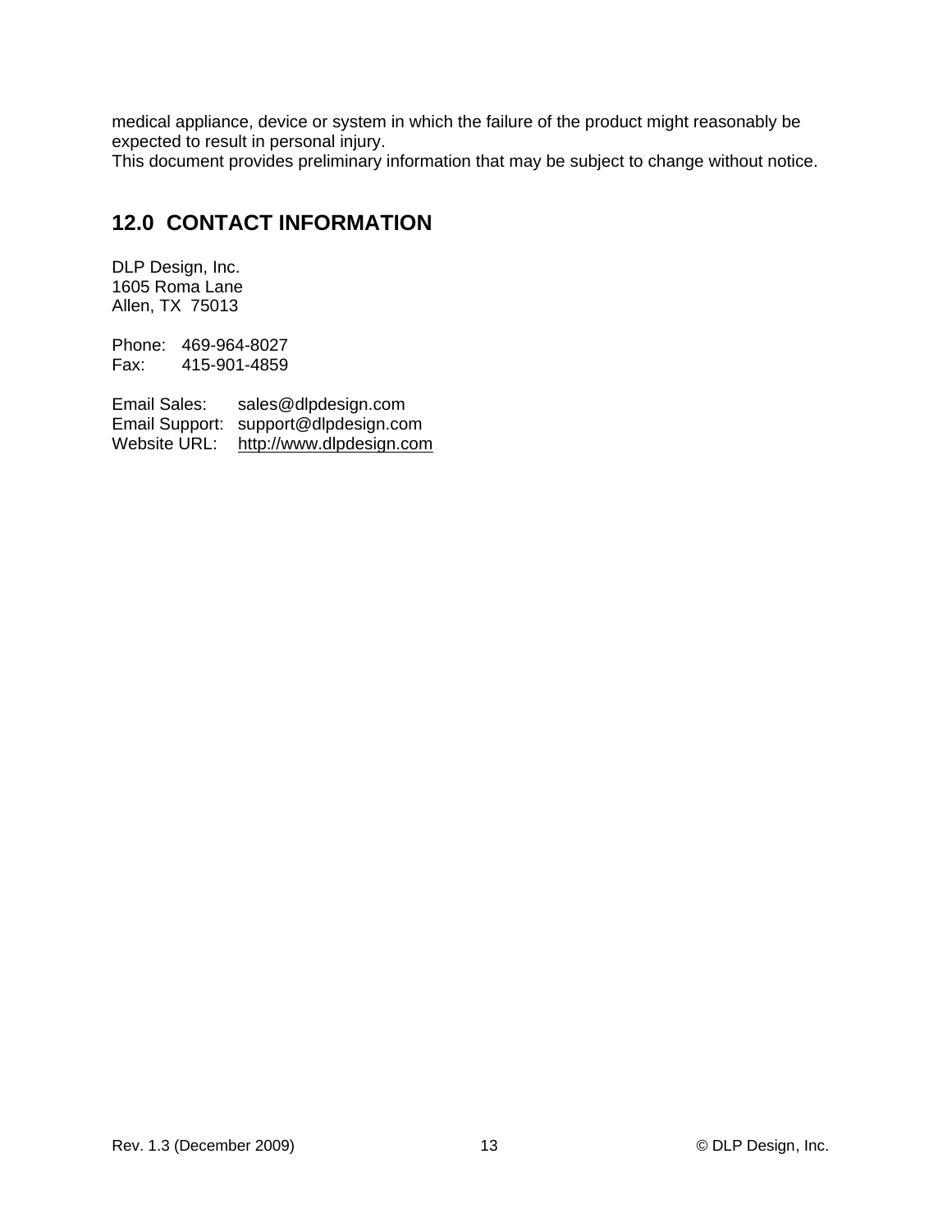medical appliance, device or system in which the failure of the product might reasonably be expected to result in personal injury.
This document provides preliminary information that may be subject to change without notice.

## 12.0 CONTACT INFORMATION

DLP Design, Inc.
1605 Roma Lane
Allen, TX 75013

Phone: 469-964-8027
Fax: 415-901-4859

Email Sales: sales@dlpdesign.com
Email Support: support@dlpdesign.com
Website URL: http://www.dlpdesign.com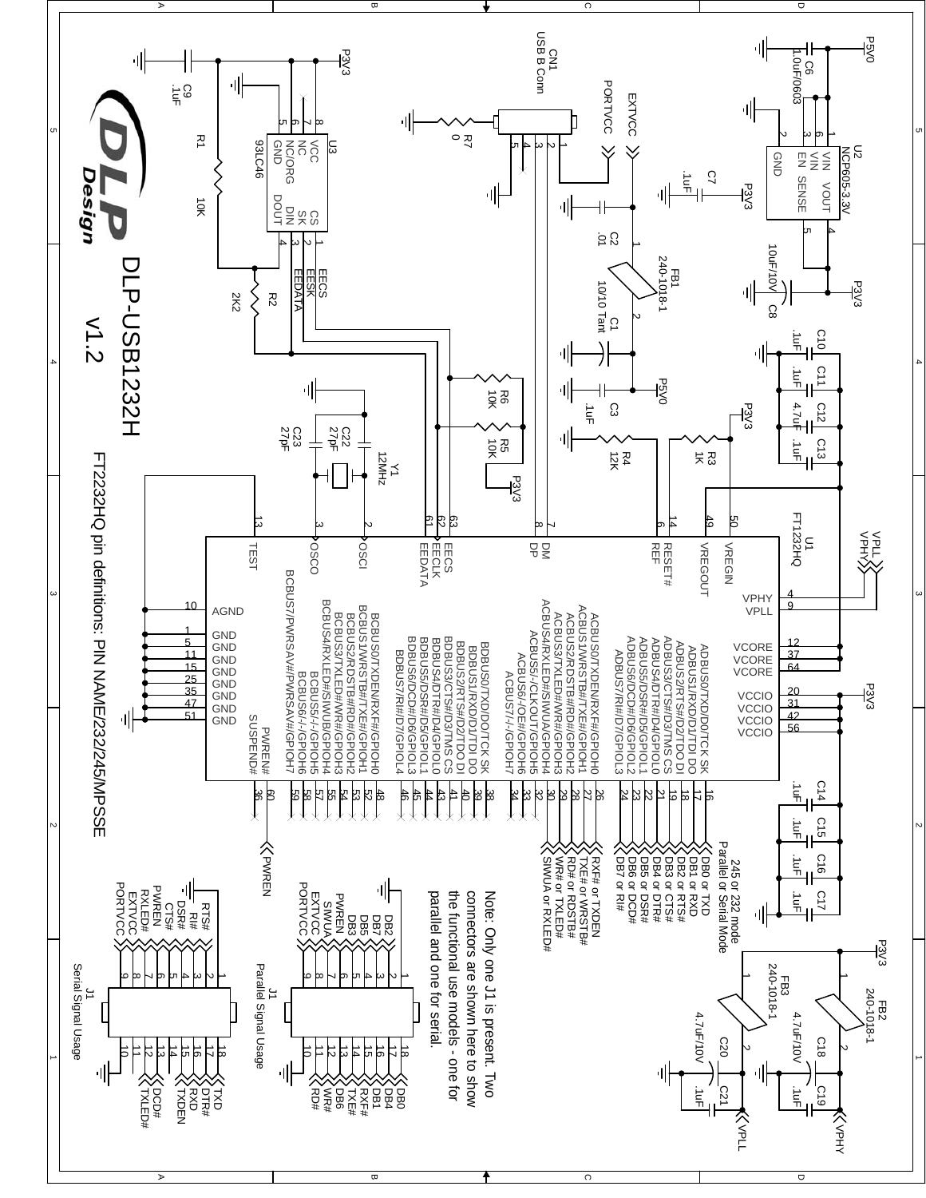DLP-USB1232H

v1.2

FT2232HQ pin definitions: PIN NAME/232/245/MPSSE

Note: Only one J1 is present. Two connectors are shown here to show the functional use models - one for parallel and one for serial.

DLP Design

U1
FT1232HQ

U2
NCP605-3.3V

U3
93C46

CN1
USB B Conn

Y1
12MHz

FB1
240-1018-1

FB2
240-1018-1

FB3
240-1018-1

C1 10/10 Tant
C2 .01
C3 .1uF
C6 1.0uF/0603
C7 .1uF
C8 10uF/10V
C9 .1uF
C10 .1uF
C11 .1uF
C12 4.7uF
C13 .1uF
C14 .1uF
C15 .1uF
C16 .1uF
C17 .1uF
C18 4.7uF/10V
C19 .1uF
C20 4.7uF/10V
C21 .1uF
C22 27pF
C23 27pF

R1 10K
R2 2K2
R3 1K
R4 12K
R5 10K
R6 10K
R7 0

P5V0
P3V3
PORTVCC
EXTVCC
VPLL
VPHY
PWREN

U2: VIN, VIN, EN, GND, VOUT, SENSE

U3: VCC, NC, NC/ORG, GND, CS, SK, DIN, DOUT
EECS
EESK
EEDATA

U1 pins:
VREGIN, VREGOUT, RESET#, REF, DM, DP, EECS, EECLK, EEDATA, OSCI, OSCO, TEST, AGND, GND
VPHY, VPLL, VCORE, VCCIO
ADBUS0/TXD/D0/TCK SK
ADBUS1/RXD/D1/TDI DO
ADBUS2/RTS#/D2/TDO DI
ADBUS3/CTS#/D3/TMS CS
ADBUS4/DTR#/D4/GPIOL0
ADBUS5/DSR#/D5/GPIOL1
ADBUS6/DCD#/D6/GPIOL2
ADBUS7/RI#/D7/GPIOL3
ACBUS0/TXDEN/RXF#/GPIOH0
ACBUS1/WRSTB#/TXE#/GPIOH1
ACBUS2/RDSTB#/RD#/GPIOH2
ACBUS3/TXLED#/WR#/GPIOH3
ACBUS4/RXLED#/SIWUA/GPIOH4
ACBUS5/-/CLKOUT/GPIOH5
ACBUS6/-/OE#/GPIOH6
ACBUS7/-/-/GPIOH7
BDBUS0/TXD/D0/TCK SK
BDBUS1/RXD/D1/TDI DO
BDBUS2/RTS#/D2/TDO DI
BDBUS3/CTS#/D3/TMS CS
BDBUS4/DTR#/D4/GPIOL0
BDBUS5/DSR#/D5/GPIOL1
BDBUS6/DCD#/D6/GPIOL2
BDBUS7/RI#/D7/GPIOL4
BCBUS0/TXDEN/RXF#/GPIOH0
BCBUS1/WRSTB#/TXE#/GPIOH1
BCBUS2/RDSTB#/RD#/GPIOH2
BCBUS3/TXLED#/WR#/GPIOH3
BCBUS4/RXLED#/SIWUB/GPIOH4
BCBUS5/-/-/GPIOH5
BCBUS6/-/-/GPIOH6
BCBUS7/PWRSAV#/PWRSAV#/GPIOH7
PWREN#
SUSPEND#

245 or 232 mode
Parallel or Serial Mode
DB0 or TXD
DB1 or RXD
DB2 or RTS#
DB3 or CTS#
DB4 or DTR#
DB5 or DSR#
DB6 or DCD#
DB7 or RI#
RXF# or TXDEN
TXE# or WRSTB#
RD# or RDSTB#
WR# or TXLED#
SIWUA or RXLED#

J1
Parallel Signal Usage
DB2, DB7, DB5, DB3, PWREN, SIWUA, EXTVCC, PORTVCC
DB0, DB4, DB1, RXF#, TXE#, DB6, WR#, RD#

J1
Serial Signal Usage
RTS#, RI#, DSR#, CTS#, PWREN, RXLED#, EXTVCC, PORTVCC
TXD, DTR#, RXD, TXDEN, DCD#, TXLED#